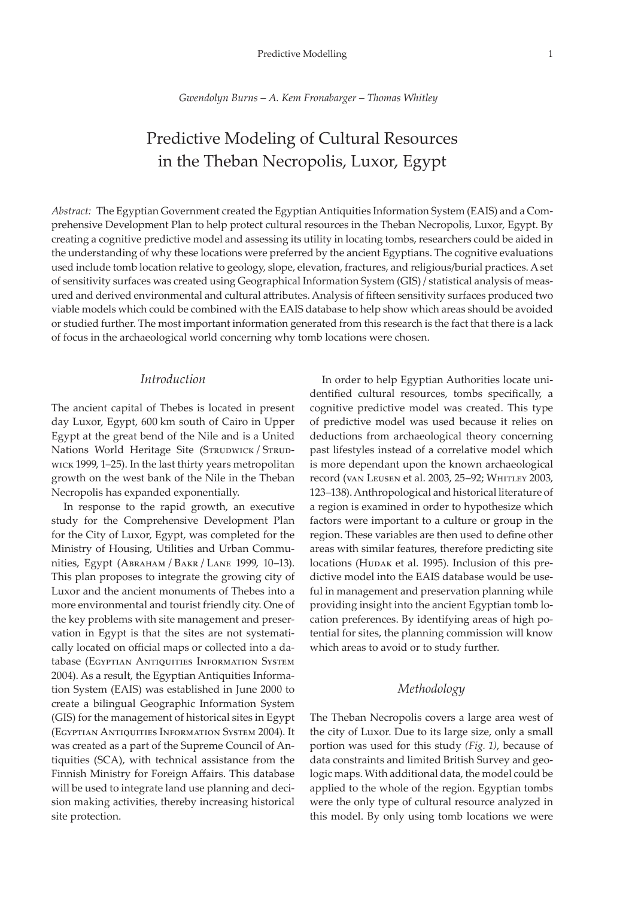*Gwendolyn Burns – A. Kem Fronabarger – Thomas Whitley*

# Predictive Modeling of Cultural Resources in the Theban Necropolis, Luxor, Egypt

*Abstract:* The Egyptian Government created the Egyptian Antiquities Information System (EAIS) and a Comprehensive Development Plan to help protect cultural resources in the Theban Necropolis, Luxor, Egypt. By creating a cognitive predictive model and assessing its utility in locating tombs, researchers could be aided in the understanding of why these locations were preferred by the ancient Egyptians. The cognitive evaluations used include tomb location relative to geology, slope, elevation, fractures, and religious/burial practices. A set of sensitivity surfaces was created using Geographical Information System (GIS) / statistical analysis of measured and derived environmental and cultural attributes. Analysis of fifteen sensitivity surfaces produced two viable models which could be combined with the EAIS database to help show which areas should be avoided or studied further. The most important information generated from this research is the fact that there is a lack of focus in the archaeological world concerning why tomb locations were chosen.

## *Introduction*

The ancient capital of Thebes is located in present day Luxor, Egypt, 600 km south of Cairo in Upper Egypt at the great bend of the Nile and is a United Nations World Heritage Site (Strudwick / Strudwick 1999, 1–25). In the last thirty years metropolitan growth on the west bank of the Nile in the Theban Necropolis has expanded exponentially.

In response to the rapid growth, an executive study for the Comprehensive Development Plan for the City of Luxor, Egypt, was completed for the Ministry of Housing, Utilities and Urban Communities, Egypt (Abraham / Bakr / Lane 1999, 10–13). This plan proposes to integrate the growing city of Luxor and the ancient monuments of Thebes into a more environmental and tourist friendly city. One of the key problems with site management and preservation in Egypt is that the sites are not systematically located on official maps or collected into a database (Egyptian Antiquities Information System 2004). As a result, the Egyptian Antiquities Information System (EAIS) was established in June 2000 to create a bilingual Geographic Information System (GIS) for the management of historical sites in Egypt (Egyptian Antiquities Information System 2004). It was created as a part of the Supreme Council of Antiquities (SCA), with technical assistance from the Finnish Ministry for Foreign Affairs. This database will be used to integrate land use planning and decision making activities, thereby increasing historical site protection.

In order to help Egyptian Authorities locate unidentified cultural resources, tombs specifically, a cognitive predictive model was created. This type of predictive model was used because it relies on deductions from archaeological theory concerning past lifestyles instead of a correlative model which is more dependant upon the known archaeological record (van Leusen et al. 2003, 25–92; Whitley 2003, 123–138). Anthropological and historical literature of a region is examined in order to hypothesize which factors were important to a culture or group in the region. These variables are then used to define other areas with similar features, therefore predicting site locations (Hudak et al. 1995). Inclusion of this predictive model into the EAIS database would be useful in management and preservation planning while providing insight into the ancient Egyptian tomb location preferences. By identifying areas of high potential for sites, the planning commission will know which areas to avoid or to study further.

## *Methodology*

The Theban Necropolis covers a large area west of the city of Luxor. Due to its large size, only a small portion was used for this study *(Fig. 1)*, because of data constraints and limited British Survey and geologic maps. With additional data, the model could be applied to the whole of the region. Egyptian tombs were the only type of cultural resource analyzed in this model. By only using tomb locations we were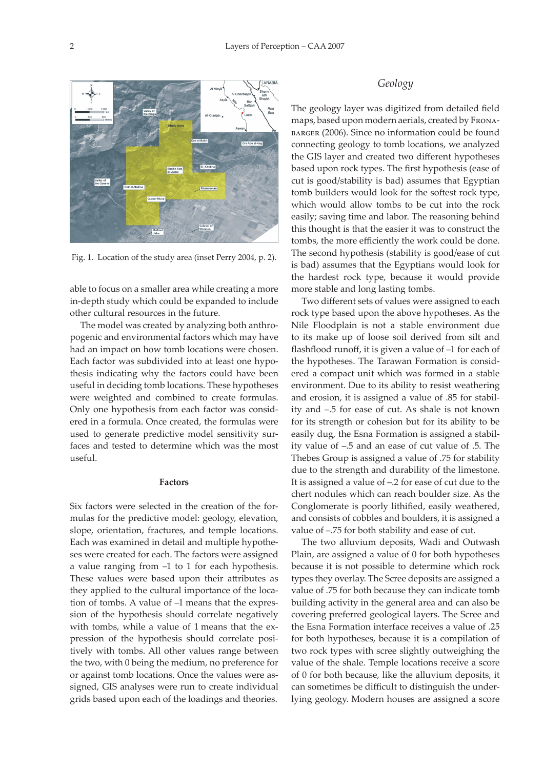Fig. 1. Location of the study area (inset Perry 2004, p. 2).

able to focus on a smaller area while creating a more in-depth study which could be expanded to include other cultural resources in the future.

The model was created by analyzing both anthropogenic and environmental factors which may have had an impact on how tomb locations were chosen. Each factor was subdivided into at least one hypothesis indicating why the factors could have been useful in deciding tomb locations. These hypotheses were weighted and combined to create formulas. Only one hypothesis from each factor was considered in a formula. Once created, the formulas were used to generate predictive model sensitivity surfaces and tested to determine which was the most useful.

## Factors

Six factors were selected in the creation of the formulas for the predictive model: geology, elevation, slope, orientation, fractures, and temple locations. Each was examined in detail and multiple hypotheses were created for each. The factors were assigned a value ranging from –1 to 1 for each hypothesis. These values were based upon their attributes as they applied to the cultural importance of the location of tombs. A value of –1 means that the expression of the hypothesis should correlate negatively with tombs, while a value of 1 means that the expression of the hypothesis should correlate positively with tombs. All other values range between the two, with 0 being the medium, no preference for or against tomb locations. Once the values were assigned, GIS analyses were run to create individual grids based upon each of the loadings and theories.

### *Geology*

The geology layer was digitized from detailed field maps, based upon modern aerials, created by Fronabarger (2006). Since no information could be found connecting geology to tomb locations, we analyzed the GIS layer and created two different hypotheses based upon rock types. The first hypothesis (ease of cut is good/stability is bad) assumes that Egyptian tomb builders would look for the softest rock type, which would allow tombs to be cut into the rock easily; saving time and labor. The reasoning behind this thought is that the easier it was to construct the tombs, the more efficiently the work could be done. The second hypothesis (stability is good/ease of cut is bad) assumes that the Egyptians would look for the hardest rock type, because it would provide more stable and long lasting tombs.

Two different sets of values were assigned to each rock type based upon the above hypotheses. As the Nile Floodplain is not a stable environment due to its make up of loose soil derived from silt and flashflood runoff, it is given a value of –1 for each of the hypotheses. The Tarawan Formation is considered a compact unit which was formed in a stable environment. Due to its ability to resist weathering and erosion, it is assigned a value of .85 for stability and –.5 for ease of cut. As shale is not known for its strength or cohesion but for its ability to be easily dug, the Esna Formation is assigned a stability value of –.5 and an ease of cut value of .5. The Thebes Group is assigned a value of .75 for stability due to the strength and durability of the limestone. It is assigned a value of –.2 for ease of cut due to the chert nodules which can reach boulder size. As the Conglomerate is poorly lithified, easily weathered, and consists of cobbles and boulders, it is assigned a value of –.75 for both stability and ease of cut.

The two alluvium deposits, Wadi and Outwash Plain, are assigned a value of 0 for both hypotheses because it is not possible to determine which rock types they overlay. The Scree deposits are assigned a value of .75 for both because they can indicate tomb building activity in the general area and can also be covering preferred geological layers. The Scree and the Esna Formation interface receives a value of .25 for both hypotheses, because it is a compilation of two rock types with scree slightly outweighing the value of the shale. Temple locations receive a score of 0 for both because, like the alluvium deposits, it can sometimes be difficult to distinguish the underlying geology. Modern houses are assigned a score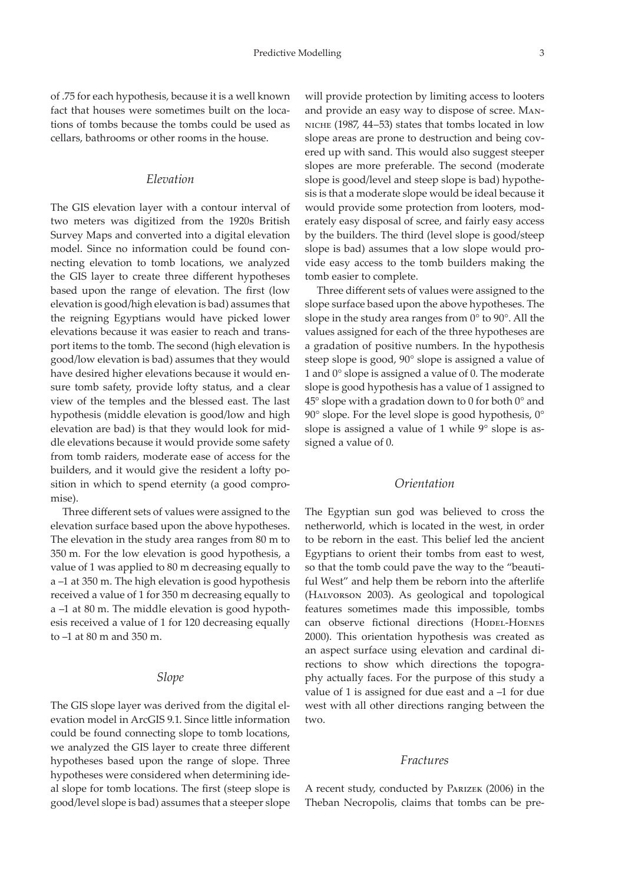of .75 for each hypothesis, because it is a well known fact that houses were sometimes built on the locations of tombs because the tombs could be used as cellars, bathrooms or other rooms in the house.

### *Elevation*

The GIS elevation layer with a contour interval of two meters was digitized from the 1920s British Survey Maps and converted into a digital elevation model. Since no information could be found connecting elevation to tomb locations, we analyzed the GIS layer to create three different hypotheses based upon the range of elevation. The first (low elevation is good/high elevation is bad) assumes that the reigning Egyptians would have picked lower elevations because it was easier to reach and transport items to the tomb. The second (high elevation is good/low elevation is bad) assumes that they would have desired higher elevations because it would ensure tomb safety, provide lofty status, and a clear view of the temples and the blessed east. The last hypothesis (middle elevation is good/low and high elevation are bad) is that they would look for middle elevations because it would provide some safety from tomb raiders, moderate ease of access for the builders, and it would give the resident a lofty position in which to spend eternity (a good compromise).

Three different sets of values were assigned to the elevation surface based upon the above hypotheses. The elevation in the study area ranges from 80 m to 350 m. For the low elevation is good hypothesis, a value of 1 was applied to 80 m decreasing equally to a –1 at 350 m. The high elevation is good hypothesis received a value of 1 for 350 m decreasing equally to a –1 at 80 m. The middle elevation is good hypothesis received a value of 1 for 120 decreasing equally to –1 at 80 m and 350 m.

### *Slope*

The GIS slope layer was derived from the digital elevation model in ArcGIS 9.1. Since little information could be found connecting slope to tomb locations, we analyzed the GIS layer to create three different hypotheses based upon the range of slope. Three hypotheses were considered when determining ideal slope for tomb locations. The first (steep slope is good/level slope is bad) assumes that a steeper slope will provide protection by limiting access to looters and provide an easy way to dispose of scree. Manniche (1987, 44–53) states that tombs located in low slope areas are prone to destruction and being covered up with sand. This would also suggest steeper slopes are more preferable. The second (moderate slope is good/level and steep slope is bad) hypothesis is that a moderate slope would be ideal because it would provide some protection from looters, moderately easy disposal of scree, and fairly easy access by the builders. The third (level slope is good/steep slope is bad) assumes that a low slope would provide easy access to the tomb builders making the tomb easier to complete.

Three different sets of values were assigned to the slope surface based upon the above hypotheses. The slope in the study area ranges from 0° to 90°. All the values assigned for each of the three hypotheses are a gradation of positive numbers. In the hypothesis steep slope is good, 90° slope is assigned a value of 1 and 0° slope is assigned a value of 0. The moderate slope is good hypothesis has a value of 1 assigned to 45° slope with a gradation down to 0 for both 0° and 90° slope. For the level slope is good hypothesis, 0° slope is assigned a value of 1 while 9° slope is assigned a value of 0.

### *Orientation*

The Egyptian sun god was believed to cross the netherworld, which is located in the west, in order to be reborn in the east. This belief led the ancient Egyptians to orient their tombs from east to west, so that the tomb could pave the way to the "beautiful West" and help them be reborn into the afterlife (Halvorson 2003). As geological and topological features sometimes made this impossible, tombs can observe fictional directions (Hodel-Hoenes 2000). This orientation hypothesis was created as an aspect surface using elevation and cardinal directions to show which directions the topography actually faces. For the purpose of this study a value of 1 is assigned for due east and a –1 for due west with all other directions ranging between the two.

### *Fractures*

A recent study, conducted by Parizek (2006) in the Theban Necropolis, claims that tombs can be pre-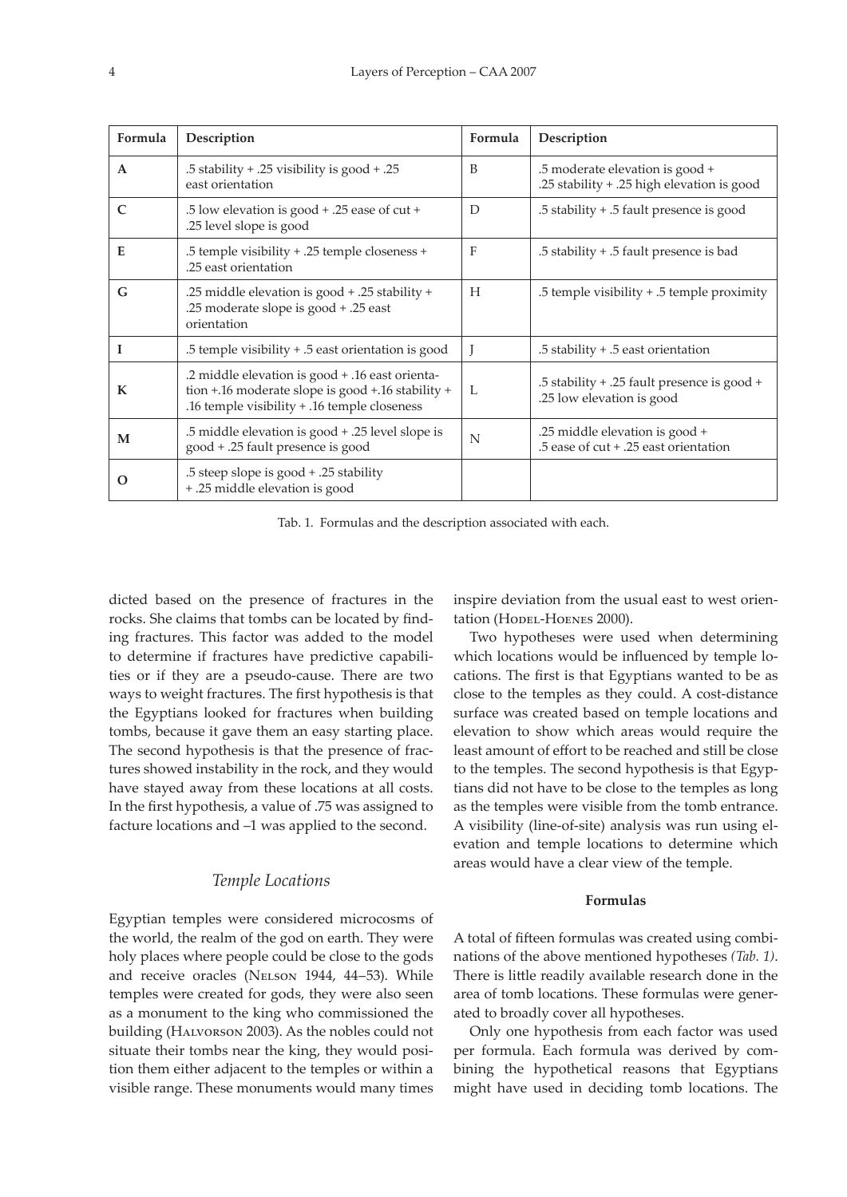| Formula | Description | Formula | Description |
|---|---|---|---|
| **A** | .5 stability + .25 visibility is good + .25 east orientation | B | .5 moderate elevation is good + .25 stability + .25 high elevation is good |
| **C** | .5 low elevation is good + .25 ease of cut + .25 level slope is good | D | .5 stability + .5 fault presence is good |
| **E** | .5 temple visibility + .25 temple closeness + .25 east orientation | F | .5 stability + .5 fault presence is bad |
| **G** | .25 middle elevation is good + .25 stability + .25 moderate slope is good + .25 east orientation | H | .5 temple visibility + .5 temple proximity |
| **I** | .5 temple visibility + .5 east orientation is good | J | .5 stability + .5 east orientation |
| **K** | .2 middle elevation is good + .16 east orientation +.16 moderate slope is good +.16 stability + .16 temple visibility + .16 temple closeness | L | .5 stability + .25 fault presence is good + .25 low elevation is good |
| **M** | .5 middle elevation is good + .25 level slope is good + .25 fault presence is good | N | .25 middle elevation is good + .5 ease of cut + .25 east orientation |
| **O** | .5 steep slope is good + .25 stability + .25 middle elevation is good | | |

Tab. 1. Formulas and the description associated with each.

dicted based on the presence of fractures in the rocks. She claims that tombs can be located by finding fractures. This factor was added to the model to determine if fractures have predictive capabilities or if they are a pseudo-cause. There are two ways to weight fractures. The first hypothesis is that the Egyptians looked for fractures when building tombs, because it gave them an easy starting place. The second hypothesis is that the presence of fractures showed instability in the rock, and they would have stayed away from these locations at all costs. In the first hypothesis, a value of .75 was assigned to facture locations and –1 was applied to the second.

### *Temple Locations*

Egyptian temples were considered microcosms of the world, the realm of the god on earth. They were holy places where people could be close to the gods and receive oracles (Nelson 1944, 44–53). While temples were created for gods, they were also seen as a monument to the king who commissioned the building (Halvorson 2003). As the nobles could not situate their tombs near the king, they would position them either adjacent to the temples or within a visible range. These monuments would many times inspire deviation from the usual east to west orientation (Hodel-Hoenes 2000).

Two hypotheses were used when determining which locations would be influenced by temple locations. The first is that Egyptians wanted to be as close to the temples as they could. A cost-distance surface was created based on temple locations and elevation to show which areas would require the least amount of effort to be reached and still be close to the temples. The second hypothesis is that Egyptians did not have to be close to the temples as long as the temples were visible from the tomb entrance. A visibility (line-of-site) analysis was run using elevation and temple locations to determine which areas would have a clear view of the temple.

## Formulas

A total of fifteen formulas was created using combinations of the above mentioned hypotheses *(Tab. 1)*. There is little readily available research done in the area of tomb locations. These formulas were generated to broadly cover all hypotheses.

Only one hypothesis from each factor was used per formula. Each formula was derived by combining the hypothetical reasons that Egyptians might have used in deciding tomb locations. The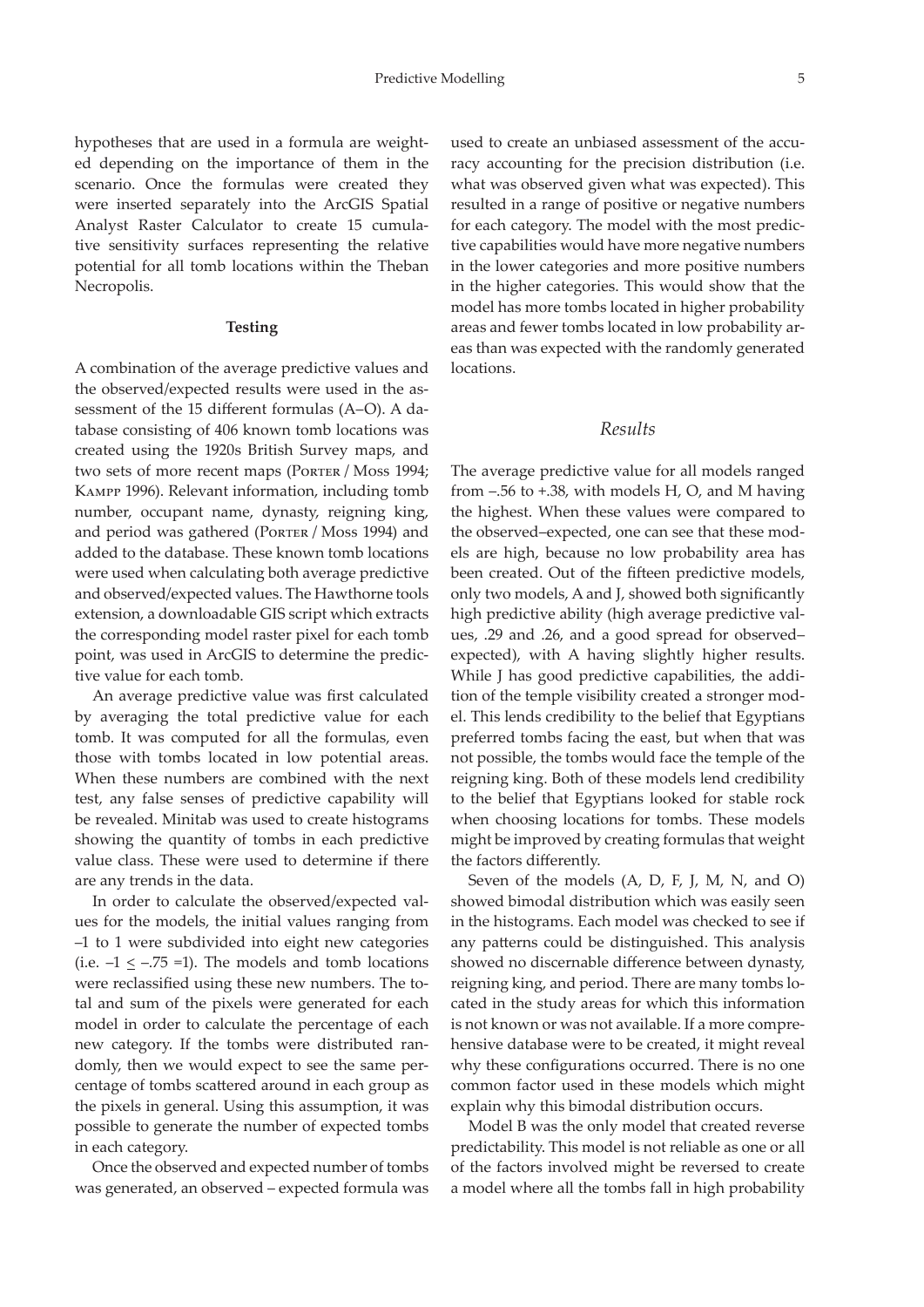hypotheses that are used in a formula are weighted depending on the importance of them in the scenario. Once the formulas were created they were inserted separately into the ArcGIS Spatial Analyst Raster Calculator to create 15 cumulative sensitivity surfaces representing the relative potential for all tomb locations within the Theban Necropolis.

### Testing

A combination of the average predictive values and the observed/expected results were used in the assessment of the 15 different formulas (A–O). A database consisting of 406 known tomb locations was created using the 1920s British Survey maps, and two sets of more recent maps (Porter / Moss 1994; Kampp 1996). Relevant information, including tomb number, occupant name, dynasty, reigning king, and period was gathered (Porter / Moss 1994) and added to the database. These known tomb locations were used when calculating both average predictive and observed/expected values. The Hawthorne tools extension, a downloadable GIS script which extracts the corresponding model raster pixel for each tomb point, was used in ArcGIS to determine the predictive value for each tomb.

An average predictive value was first calculated by averaging the total predictive value for each tomb. It was computed for all the formulas, even those with tombs located in low potential areas. When these numbers are combined with the next test, any false senses of predictive capability will be revealed. Minitab was used to create histograms showing the quantity of tombs in each predictive value class. These were used to determine if there are any trends in the data.

In order to calculate the observed/expected values for the models, the initial values ranging from –1 to 1 were subdivided into eight new categories (i.e. $-1 \leq -.75 = 1$). The models and tomb locations were reclassified using these new numbers. The total and sum of the pixels were generated for each model in order to calculate the percentage of each new category. If the tombs were distributed randomly, then we would expect to see the same percentage of tombs scattered around in each group as the pixels in general. Using this assumption, it was possible to generate the number of expected tombs in each category.

Once the observed and expected number of tombs was generated, an observed – expected formula was used to create an unbiased assessment of the accuracy accounting for the precision distribution (i.e. what was observed given what was expected). This resulted in a range of positive or negative numbers for each category. The model with the most predictive capabilities would have more negative numbers in the lower categories and more positive numbers in the higher categories. This would show that the model has more tombs located in higher probability areas and fewer tombs located in low probability areas than was expected with the randomly generated locations.

## *Results*

The average predictive value for all models ranged from –.56 to +.38, with models H, O, and M having the highest. When these values were compared to the observed–expected, one can see that these models are high, because no low probability area has been created. Out of the fifteen predictive models, only two models, A and J, showed both significantly high predictive ability (high average predictive values, .29 and .26, and a good spread for observed–expected), with A having slightly higher results. While J has good predictive capabilities, the addition of the temple visibility created a stronger model. This lends credibility to the belief that Egyptians preferred tombs facing the east, but when that was not possible, the tombs would face the temple of the reigning king. Both of these models lend credibility to the belief that Egyptians looked for stable rock when choosing locations for tombs. These models might be improved by creating formulas that weight the factors differently.

Seven of the models (A, D, F, J, M, N, and O) showed bimodal distribution which was easily seen in the histograms. Each model was checked to see if any patterns could be distinguished. This analysis showed no discernable difference between dynasty, reigning king, and period. There are many tombs located in the study areas for which this information is not known or was not available. If a more comprehensive database were to be created, it might reveal why these configurations occurred. There is no one common factor used in these models which might explain why this bimodal distribution occurs.

Model B was the only model that created reverse predictability. This model is not reliable as one or all of the factors involved might be reversed to create a model where all the tombs fall in high probability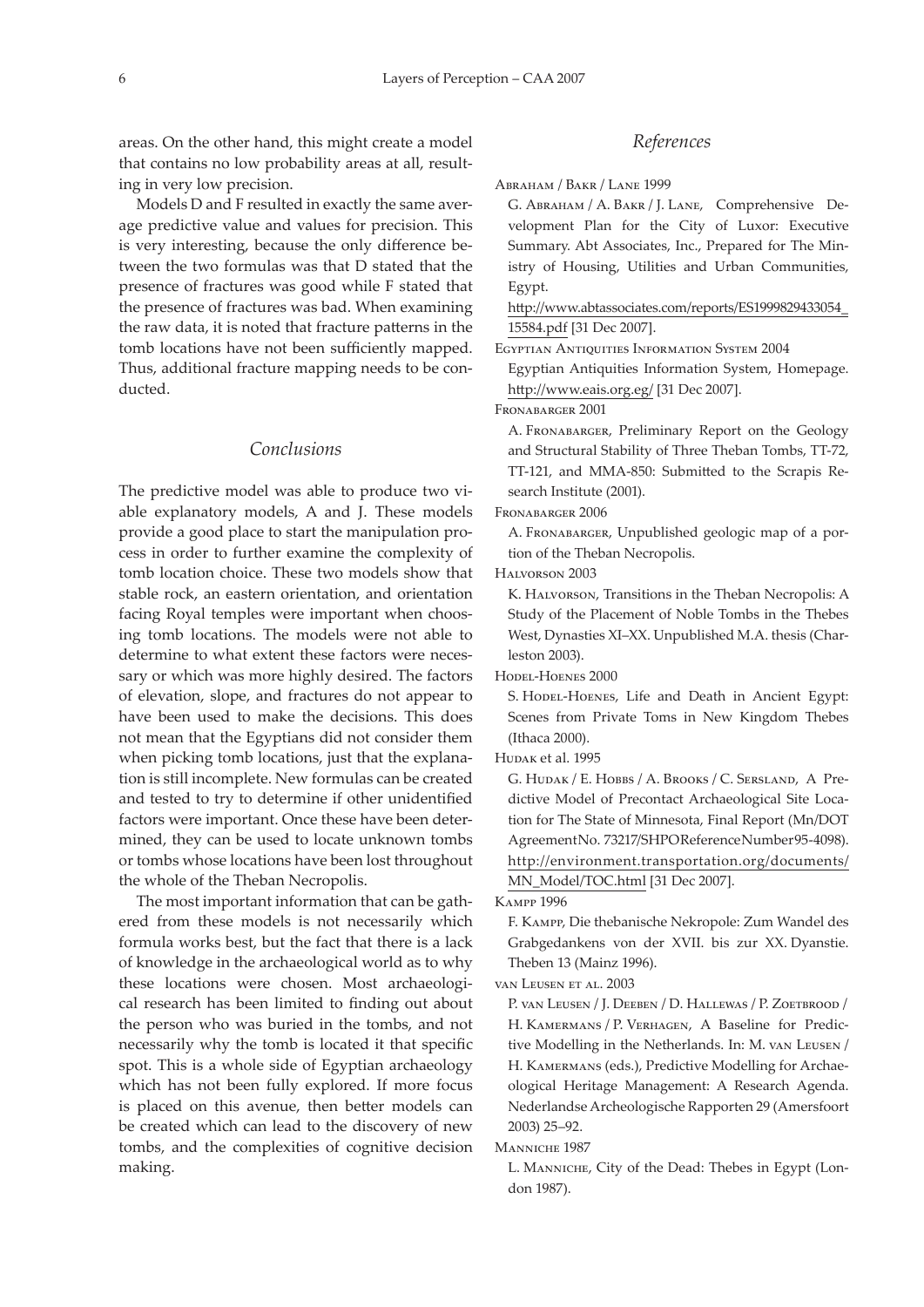areas. On the other hand, this might create a model that contains no low probability areas at all, resulting in very low precision.

Models D and F resulted in exactly the same average predictive value and values for precision. This is very interesting, because the only difference between the two formulas was that D stated that the presence of fractures was good while F stated that the presence of fractures was bad. When examining the raw data, it is noted that fracture patterns in the tomb locations have not been sufficiently mapped. Thus, additional fracture mapping needs to be conducted.

## *Conclusions*

The predictive model was able to produce two viable explanatory models, A and J. These models provide a good place to start the manipulation process in order to further examine the complexity of tomb location choice. These two models show that stable rock, an eastern orientation, and orientation facing Royal temples were important when choosing tomb locations. The models were not able to determine to what extent these factors were necessary or which was more highly desired. The factors of elevation, slope, and fractures do not appear to have been used to make the decisions. This does not mean that the Egyptians did not consider them when picking tomb locations, just that the explanation is still incomplete. New formulas can be created and tested to try to determine if other unidentified factors were important. Once these have been determined, they can be used to locate unknown tombs or tombs whose locations have been lost throughout the whole of the Theban Necropolis.

The most important information that can be gathered from these models is not necessarily which formula works best, but the fact that there is a lack of knowledge in the archaeological world as to why these locations were chosen. Most archaeological research has been limited to finding out about the person who was buried in the tombs, and not necessarily why the tomb is located it that specific spot. This is a whole side of Egyptian archaeology which has not been fully explored. If more focus is placed on this avenue, then better models can be created which can lead to the discovery of new tombs, and the complexities of cognitive decision making.

## *References*

Abraham / Bakr / Lane 1999

G. Abraham / A. Bakr / J. Lane, Comprehensive Development Plan for the City of Luxor: Executive Summary. Abt Associates, Inc., Prepared for The Ministry of Housing, Utilities and Urban Communities, Egypt.
http://www.abtassociates.com/reports/ES1999829433054_15584.pdf [31 Dec 2007].

Egyptian Antiquities Information System 2004

Egyptian Antiquities Information System, Homepage. http://www.eais.org.eg/ [31 Dec 2007].

Fronabarger 2001

A. Fronabarger, Preliminary Report on the Geology and Structural Stability of Three Theban Tombs, TT-72, TT-121, and MMA-850: Submitted to the Scrapis Research Institute (2001).

Fronabarger 2006

A. Fronabarger, Unpublished geologic map of a portion of the Theban Necropolis.

Halvorson 2003

K. Halvorson, Transitions in the Theban Necropolis: A Study of the Placement of Noble Tombs in the Thebes West, Dynasties XI–XX. Unpublished M.A. thesis (Charleston 2003).

Hodel-Hoenes 2000

S. Hodel-Hoenes, Life and Death in Ancient Egypt: Scenes from Private Toms in New Kingdom Thebes (Ithaca 2000).

Hudak et al. 1995

G. Hudak / E. Hobbs / A. Brooks / C. Sersland, A Predictive Model of Precontact Archaeological Site Location for The State of Minnesota, Final Report (Mn/DOT AgreementNo. 73217/SHPOReferenceNumber95-4098). http://environment.transportation.org/documents/MN_Model/TOC.html [31 Dec 2007].

Kampp 1996

F. Kampp, Die thebanische Nekropole: Zum Wandel des Grabgedankens von der XVII. bis zur XX. Dyanstie. Theben 13 (Mainz 1996).

van Leusen et al. 2003

P. van Leusen / J. Deeben / D. Hallewas / P. Zoetbrood / H. Kamermans / P. Verhagen, A Baseline for Predictive Modelling in the Netherlands. In: M. van Leusen / H. Kamermans (eds.), Predictive Modelling for Archaeological Heritage Management: A Research Agenda. Nederlandse Archeologische Rapporten 29 (Amersfoort 2003) 25–92.

Manniche 1987

L. Manniche, City of the Dead: Thebes in Egypt (London 1987).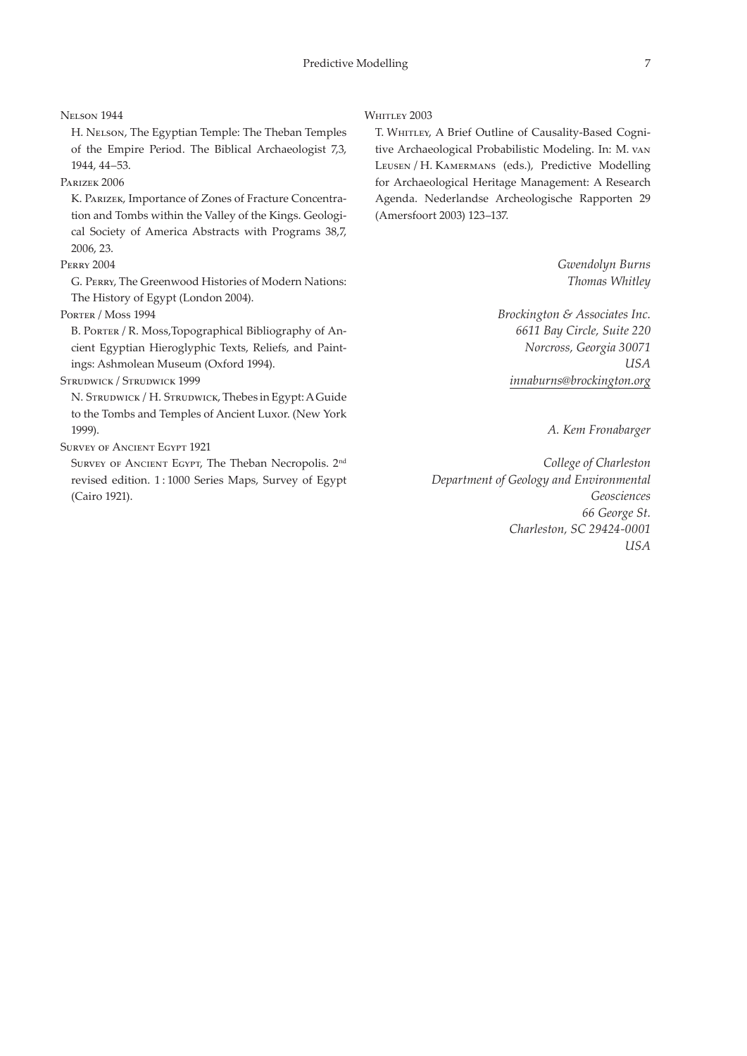Nelson 1944

H. Nelson, The Egyptian Temple: The Theban Temples of the Empire Period. The Biblical Archaeologist 7,3, 1944, 44–53.

Parizek 2006

K. Parizek, Importance of Zones of Fracture Concentration and Tombs within the Valley of the Kings. Geological Society of America Abstracts with Programs 38,7, 2006, 23.

Perry 2004

G. Perry, The Greenwood Histories of Modern Nations: The History of Egypt (London 2004).

Porter / Moss 1994

B. Porter / R. Moss,Topographical Bibliography of Ancient Egyptian Hieroglyphic Texts, Reliefs, and Paintings: Ashmolean Museum (Oxford 1994).

Strudwick / Strudwick 1999

N. Strudwick / H. Strudwick, Thebes in Egypt: A Guide to the Tombs and Temples of Ancient Luxor. (New York 1999).

Survey of Ancient Egypt 1921

Survey of Ancient Egypt, The Theban Necropolis. 2nd revised edition. 1 : 1000 Series Maps, Survey of Egypt (Cairo 1921).

Whitley 2003

T. Whitley, A Brief Outline of Causality-Based Cognitive Archaeological Probabilistic Modeling. In: M. van Leusen / H. Kamermans (eds.), Predictive Modelling for Archaeological Heritage Management: A Research Agenda. Nederlandse Archeologische Rapporten 29 (Amersfoort 2003) 123–137.

*Gwendolyn Burns*
*Thomas Whitley*

*Brockington & Associates Inc.*
*6611 Bay Circle, Suite 220*
*Norcross, Georgia 30071*
*USA*
*innaburns@brockington.org*

*A. Kem Fronabarger*

*College of Charleston*
*Department of Geology and Environmental Geosciences*
*66 George St.*
*Charleston, SC 29424-0001*
*USA*